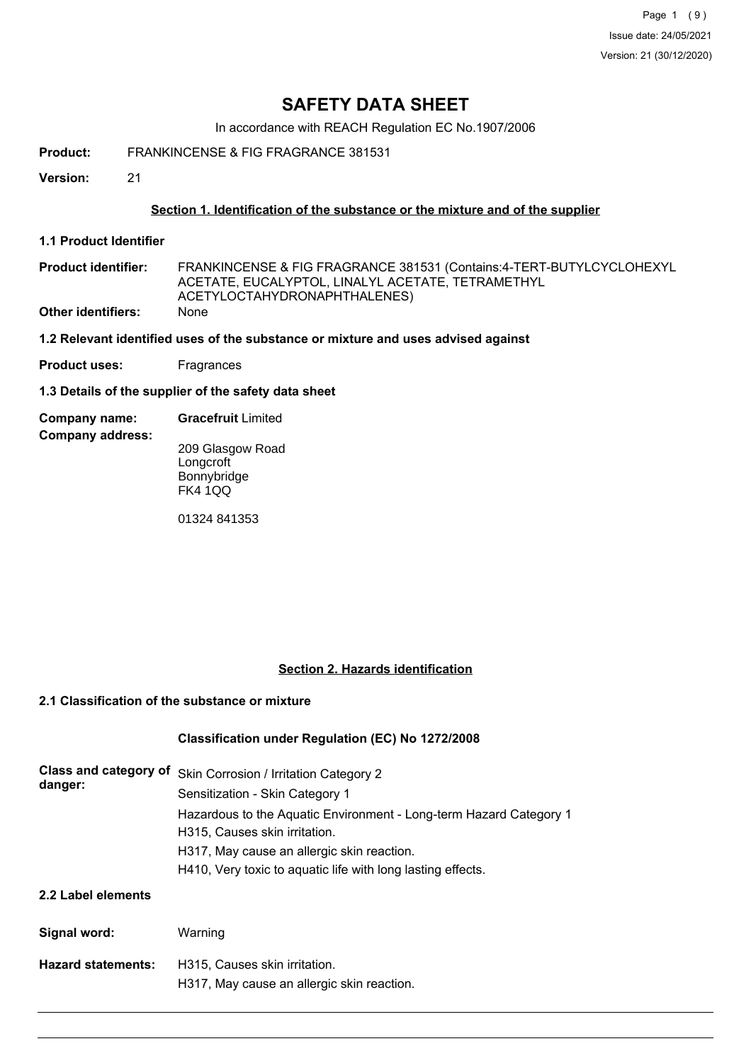# SAFETY DATA SHEET

In accordance with REACH Regulation EC No.1907/2006

**Product:** FRANKINCENSE & FIG FRAGRANCE 381531

**Version:** 21

## Section 1. Identification of the substance or the mixture and of the supplier

### 1.1 Product Identifier

**Product identifier:** FRANKINCENSE & FIG FRAGRANCE 381531 (Contains:4-TERT-BUTYLCYCLOHEXYL ACETATE, EUCALYPTOL, LINALYL ACETATE, TETRAMETHYL ACETYLOCTAHYDRONAPHTHALENES)

**Other identifiers:** None

### 1.2 Relevant identified uses of the substance or mixture and uses advised against

**Product uses:** Fragrances

### 1.3 Details of the supplier of the safety data sheet

**Company name:** **Gracefruit** Limited

**Company address:**

209 Glasgow Road
Longcroft
Bonnybridge
FK4 1QQ

01324 841353

## Section 2. Hazards identification

### 2.1 Classification of the substance or mixture

**Classification under Regulation (EC) No 1272/2008**

**Class and category of danger:**

Skin Corrosion / Irritation Category 2
Sensitization - Skin Category 1
Hazardous to the Aquatic Environment - Long-term Hazard Category 1
H315, Causes skin irritation.
H317, May cause an allergic skin reaction.
H410, Very toxic to aquatic life with long lasting effects.

### 2.2 Label elements

**Signal word:** Warning

**Hazard statements:**

H315, Causes skin irritation.
H317, May cause an allergic skin reaction.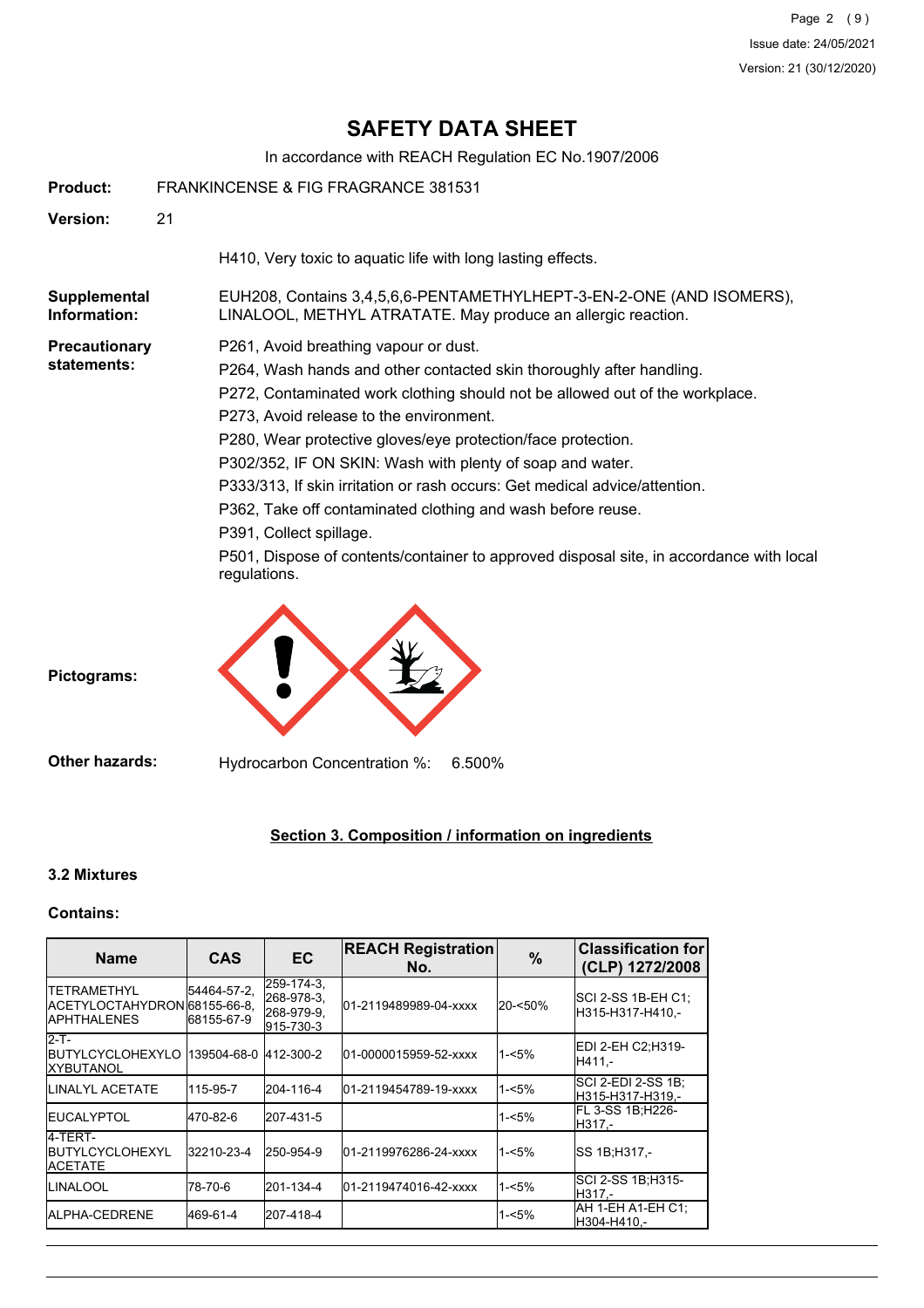# SAFETY DATA SHEET

In accordance with REACH Regulation EC No.1907/2006

**Product:** FRANKINCENSE & FIG FRAGRANCE 381531

**Version:** 21

H410, Very toxic to aquatic life with long lasting effects.

**Supplemental Information:** EUH208, Contains 3,4,5,6,6-PENTAMETHYLHEPT-3-EN-2-ONE (AND ISOMERS), LINALOOL, METHYL ATRATATE. May produce an allergic reaction.

**Precautionary statements:**

P261, Avoid breathing vapour or dust.

P264, Wash hands and other contacted skin thoroughly after handling.

P272, Contaminated work clothing should not be allowed out of the workplace.

P273, Avoid release to the environment.

P280, Wear protective gloves/eye protection/face protection.

P302/352, IF ON SKIN: Wash with plenty of soap and water.

P333/313, If skin irritation or rash occurs: Get medical advice/attention.

P362, Take off contaminated clothing and wash before reuse.

P391, Collect spillage.

P501, Dispose of contents/container to approved disposal site, in accordance with local regulations.

**Pictograms:**

**Other hazards:** Hydrocarbon Concentration %: 6.500%

## Section 3. Composition / information on ingredients

### 3.2 Mixtures

### Contains:

| Name | CAS | EC | REACH Registration No. | % | Classification for (CLP) 1272/2008 |
|---|---|---|---|---|---|
| TETRAMETHYL ACETYLOCTAHYDRONAPHTHALENES | 54464-57-2, 68155-66-8, 68155-67-9 | 259-174-3, 268-978-3, 268-979-9, 915-730-3 | 01-2119489989-04-xxxx | 20-<50% | SCI 2-SS 1B-EH C1;H315-H317-H410,- |
| 2-T-BUTYLCYCLOHEXYLOXYBUTANOL | 139504-68-0 | 412-300-2 | 01-0000015959-52-xxxx | 1-<5% | EDI 2-EH C2;H319-H411,- |
| LINALYL ACETATE | 115-95-7 | 204-116-4 | 01-2119454789-19-xxxx | 1-<5% | SCI 2-EDI 2-SS 1B;H315-H317-H319,- |
| EUCALYPTOL | 470-82-6 | 207-431-5 | | 1-<5% | FL 3-SS 1B;H226-H317,- |
| 4-TERT-BUTYLCYCLOHEXYL ACETATE | 32210-23-4 | 250-954-9 | 01-2119976286-24-xxxx | 1-<5% | SS 1B;H317,- |
| LINALOOL | 78-70-6 | 201-134-4 | 01-2119474016-42-xxxx | 1-<5% | SCI 2-SS 1B;H315-H317,- |
| ALPHA-CEDRENE | 469-61-4 | 207-418-4 | | 1-<5% | AH 1-EH A1-EH C1;H304-H410,- |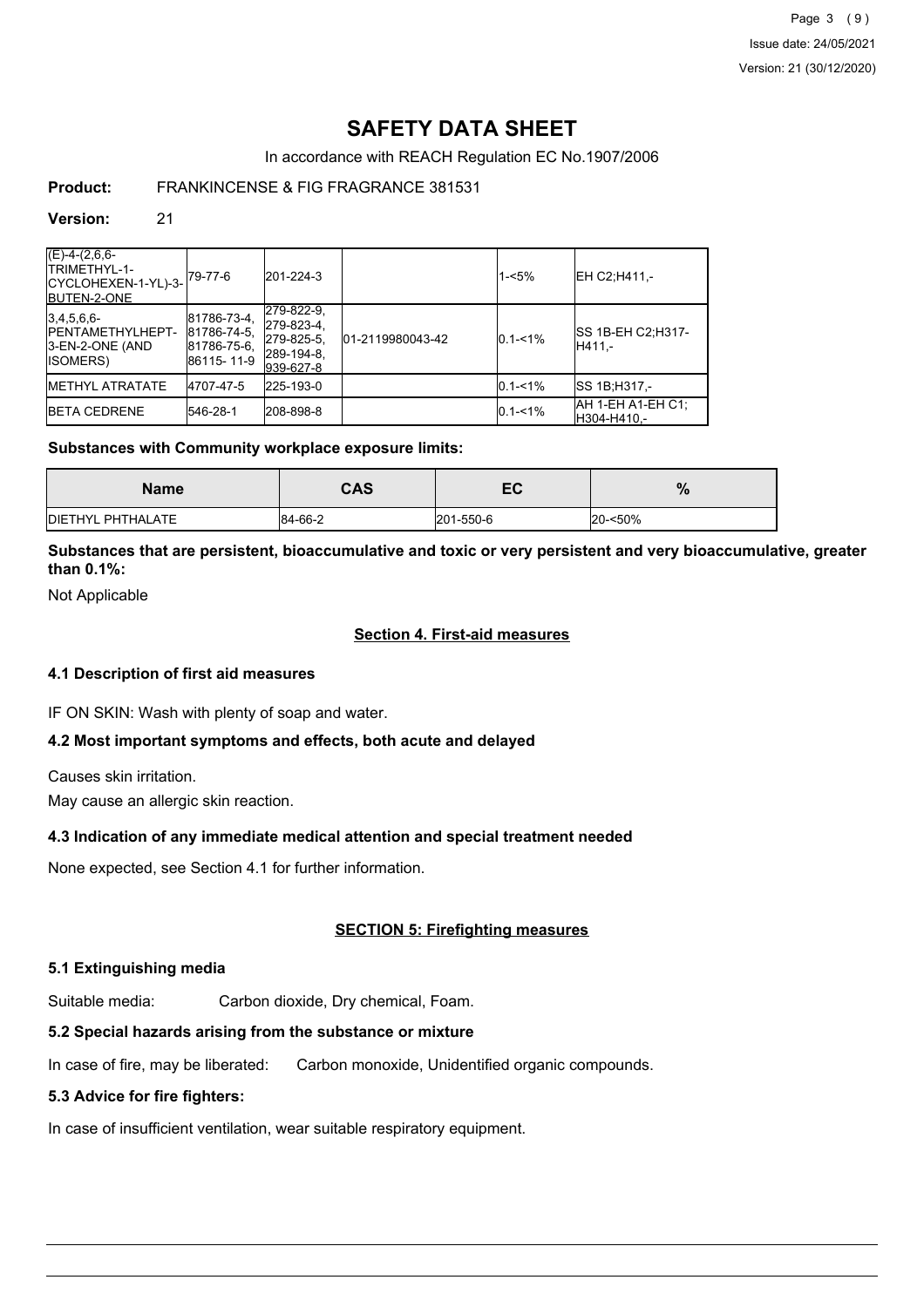# SAFETY DATA SHEET

In accordance with REACH Regulation EC No.1907/2006

**Product:** FRANKINCENSE & FIG FRAGRANCE 381531

**Version:** 21

| | | | | | |
|---|---|---|---|---|---|
| (E)-4-(2,6,6-TRIMETHYL-1-CYCLOHEXEN-1-YL)-3-BUTEN-2-ONE | 79-77-6 | 201-224-3 | | 1-<5% | EH C2;H411,- |
| 3,4,5,6,6-PENTAMETHYLHEPT-3-EN-2-ONE (AND ISOMERS) | 81786-73-4, 81786-74-5, 81786-75-6, 86115-11-9 | 279-822-9, 279-823-4, 279-825-5, 289-194-8, 939-627-8 | 01-2119980043-42 | 0.1-<1% | SS 1B-EH C2;H317-H411,- |
| METHYL ATRATATE | 4707-47-5 | 225-193-0 | | 0.1-<1% | SS 1B;H317,- |
| BETA CEDRENE | 546-28-1 | 208-898-8 | | 0.1-<1% | AH 1-EH A1-EH C1;H304-H410,- |

**Substances with Community workplace exposure limits:**

| Name | CAS | EC | % |
|---|---|---|---|
| DIETHYL PHTHALATE | 84-66-2 | 201-550-6 | 20-<50% |

**Substances that are persistent, bioaccumulative and toxic or very persistent and very bioaccumulative, greater than 0.1%:**

Not Applicable

## Section 4. First-aid measures

### 4.1 Description of first aid measures

IF ON SKIN: Wash with plenty of soap and water.

### 4.2 Most important symptoms and effects, both acute and delayed

Causes skin irritation.

May cause an allergic skin reaction.

### 4.3 Indication of any immediate medical attention and special treatment needed

None expected, see Section 4.1 for further information.

## SECTION 5: Firefighting measures

### 5.1 Extinguishing media

Suitable media: Carbon dioxide, Dry chemical, Foam.

### 5.2 Special hazards arising from the substance or mixture

In case of fire, may be liberated: Carbon monoxide, Unidentified organic compounds.

### 5.3 Advice for fire fighters:

In case of insufficient ventilation, wear suitable respiratory equipment.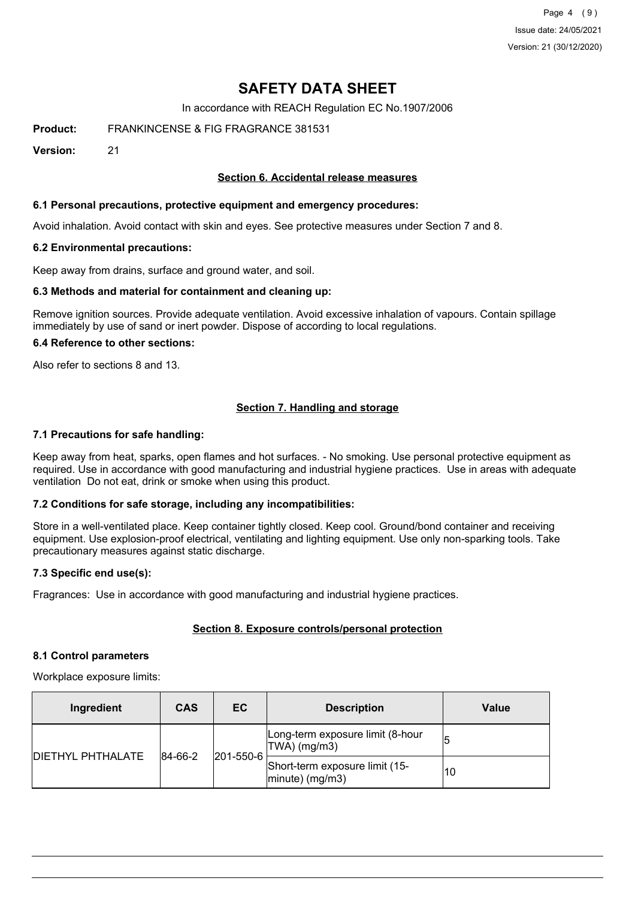# SAFETY DATA SHEET

In accordance with REACH Regulation EC No.1907/2006

**Product:** FRANKINCENSE & FIG FRAGRANCE 381531

**Version:** 21

## Section 6. Accidental release measures

### 6.1 Personal precautions, protective equipment and emergency procedures:

Avoid inhalation. Avoid contact with skin and eyes. See protective measures under Section 7 and 8.

### 6.2 Environmental precautions:

Keep away from drains, surface and ground water, and soil.

### 6.3 Methods and material for containment and cleaning up:

Remove ignition sources. Provide adequate ventilation. Avoid excessive inhalation of vapours. Contain spillage immediately by use of sand or inert powder. Dispose of according to local regulations.

### 6.4 Reference to other sections:

Also refer to sections 8 and 13.

## Section 7. Handling and storage

### 7.1 Precautions for safe handling:

Keep away from heat, sparks, open flames and hot surfaces. - No smoking. Use personal protective equipment as required. Use in accordance with good manufacturing and industrial hygiene practices. Use in areas with adequate ventilation Do not eat, drink or smoke when using this product.

### 7.2 Conditions for safe storage, including any incompatibilities:

Store in a well-ventilated place. Keep container tightly closed. Keep cool. Ground/bond container and receiving equipment. Use explosion-proof electrical, ventilating and lighting equipment. Use only non-sparking tools. Take precautionary measures against static discharge.

### 7.3 Specific end use(s):

Fragrances: Use in accordance with good manufacturing and industrial hygiene practices.

## Section 8. Exposure controls/personal protection

### 8.1 Control parameters

Workplace exposure limits:

| Ingredient | CAS | EC | Description | Value |
|---|---|---|---|---|
| DIETHYL PHTHALATE | 84-66-2 | 201-550-6 | Long-term exposure limit (8-hour TWA) (mg/m3) | 5 |
| | | | Short-term exposure limit (15-minute) (mg/m3) | 10 |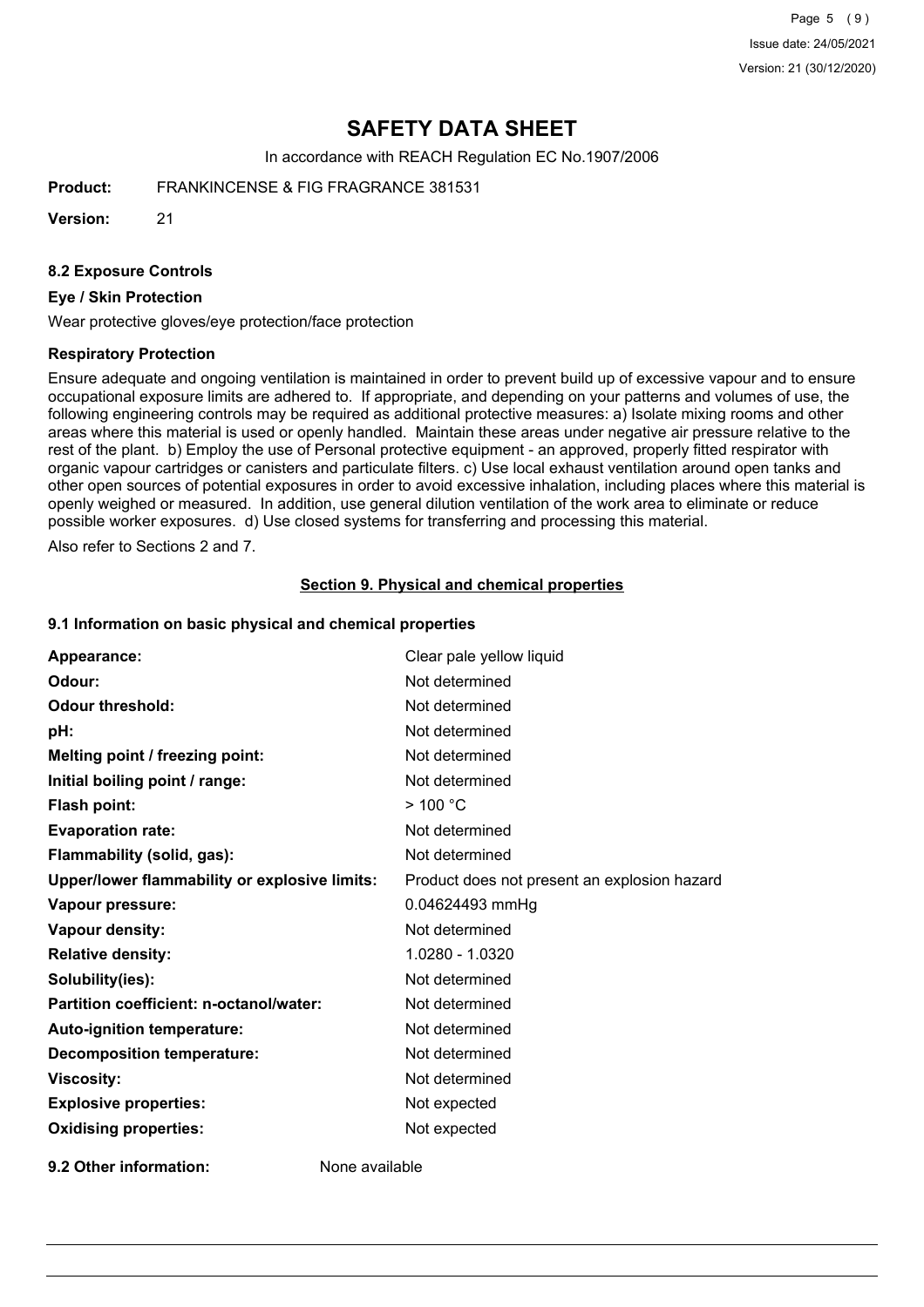# SAFETY DATA SHEET

In accordance with REACH Regulation EC No.1907/2006

**Product:** FRANKINCENSE & FIG FRAGRANCE 381531

**Version:** 21

### 8.2 Exposure Controls

#### Eye / Skin Protection

Wear protective gloves/eye protection/face protection

#### Respiratory Protection

Ensure adequate and ongoing ventilation is maintained in order to prevent build up of excessive vapour and to ensure occupational exposure limits are adhered to. If appropriate, and depending on your patterns and volumes of use, the following engineering controls may be required as additional protective measures: a) Isolate mixing rooms and other areas where this material is used or openly handled. Maintain these areas under negative air pressure relative to the rest of the plant. b) Employ the use of Personal protective equipment - an approved, properly fitted respirator with organic vapour cartridges or canisters and particulate filters. c) Use local exhaust ventilation around open tanks and other open sources of potential exposures in order to avoid excessive inhalation, including places where this material is openly weighed or measured. In addition, use general dilution ventilation of the work area to eliminate or reduce possible worker exposures. d) Use closed systems for transferring and processing this material.

Also refer to Sections 2 and 7.

## Section 9. Physical and chemical properties

### 9.1 Information on basic physical and chemical properties

| | |
|---|---|
| **Appearance:** | Clear pale yellow liquid |
| **Odour:** | Not determined |
| **Odour threshold:** | Not determined |
| **pH:** | Not determined |
| **Melting point / freezing point:** | Not determined |
| **Initial boiling point / range:** | Not determined |
| **Flash point:** | > 100 °C |
| **Evaporation rate:** | Not determined |
| **Flammability (solid, gas):** | Not determined |
| **Upper/lower flammability or explosive limits:** | Product does not present an explosion hazard |
| **Vapour pressure:** | 0.04624493 mmHg |
| **Vapour density:** | Not determined |
| **Relative density:** | 1.0280 - 1.0320 |
| **Solubility(ies):** | Not determined |
| **Partition coefficient: n-octanol/water:** | Not determined |
| **Auto-ignition temperature:** | Not determined |
| **Decomposition temperature:** | Not determined |
| **Viscosity:** | Not determined |
| **Explosive properties:** | Not expected |
| **Oxidising properties:** | Not expected |

**9.2 Other information:** None available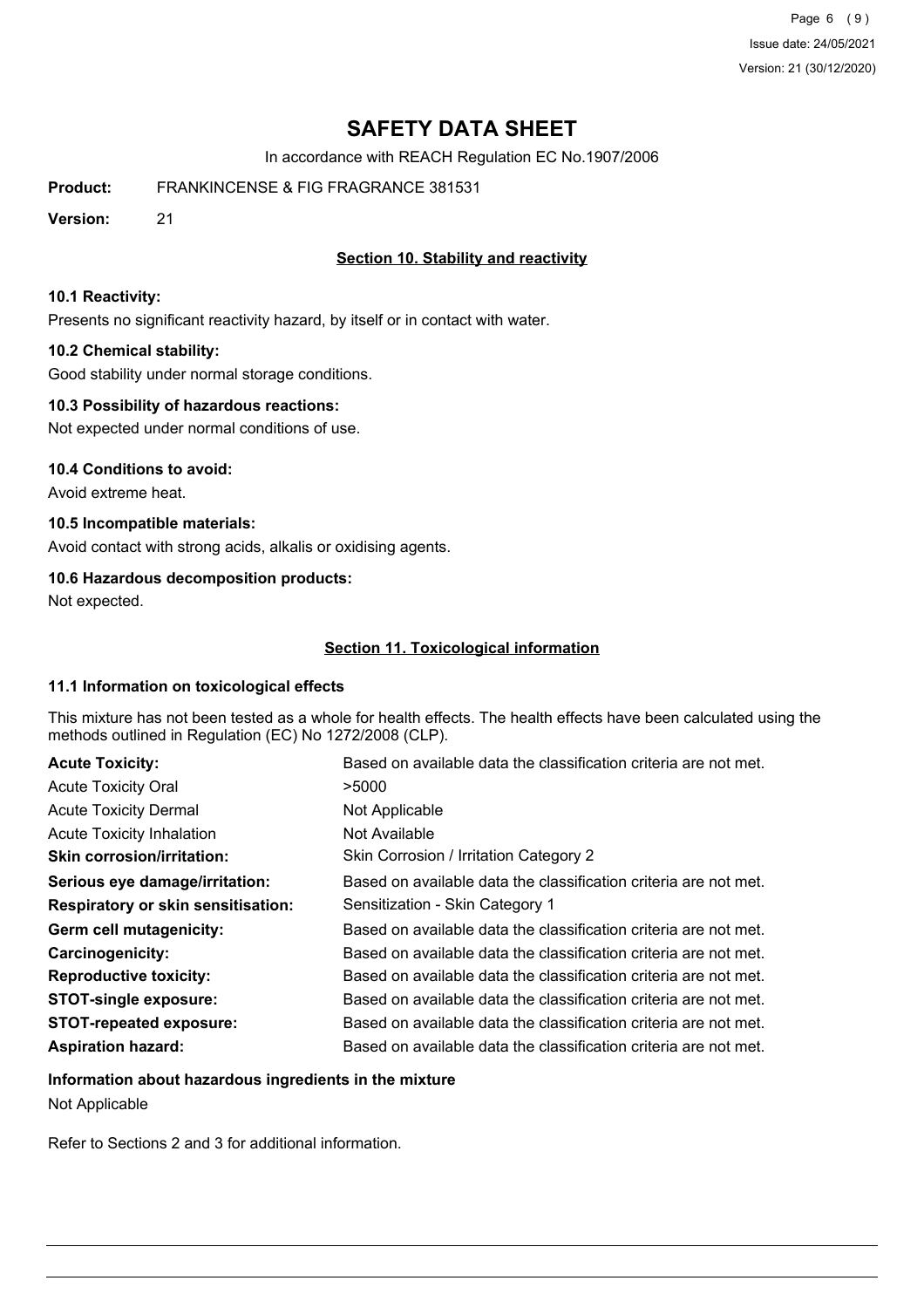# SAFETY DATA SHEET

In accordance with REACH Regulation EC No.1907/2006

**Product:** FRANKINCENSE & FIG FRAGRANCE 381531

**Version:** 21

## Section 10. Stability and reactivity

### 10.1 Reactivity:

Presents no significant reactivity hazard, by itself or in contact with water.

### 10.2 Chemical stability:

Good stability under normal storage conditions.

### 10.3 Possibility of hazardous reactions:

Not expected under normal conditions of use.

### 10.4 Conditions to avoid:

Avoid extreme heat.

### 10.5 Incompatible materials:

Avoid contact with strong acids, alkalis or oxidising agents.

### 10.6 Hazardous decomposition products:

Not expected.

## Section 11. Toxicological information

### 11.1 Information on toxicological effects

This mixture has not been tested as a whole for health effects. The health effects have been calculated using the methods outlined in Regulation (EC) No 1272/2008 (CLP).

| | |
|---|---|
| **Acute Toxicity:** | Based on available data the classification criteria are not met. |
| Acute Toxicity Oral | >5000 |
| Acute Toxicity Dermal | Not Applicable |
| Acute Toxicity Inhalation | Not Available |
| **Skin corrosion/irritation:** | Skin Corrosion / Irritation Category 2 |
| **Serious eye damage/irritation:** | Based on available data the classification criteria are not met. |
| **Respiratory or skin sensitisation:** | Sensitization - Skin Category 1 |
| **Germ cell mutagenicity:** | Based on available data the classification criteria are not met. |
| **Carcinogenicity:** | Based on available data the classification criteria are not met. |
| **Reproductive toxicity:** | Based on available data the classification criteria are not met. |
| **STOT-single exposure:** | Based on available data the classification criteria are not met. |
| **STOT-repeated exposure:** | Based on available data the classification criteria are not met. |
| **Aspiration hazard:** | Based on available data the classification criteria are not met. |

**Information about hazardous ingredients in the mixture**

Not Applicable

Refer to Sections 2 and 3 for additional information.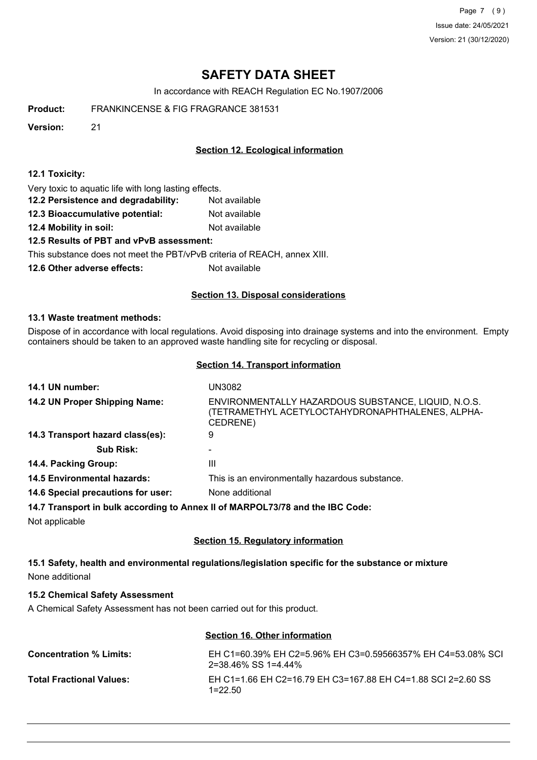# SAFETY DATA SHEET

In accordance with REACH Regulation EC No.1907/2006

**Product:** FRANKINCENSE & FIG FRAGRANCE 381531

**Version:** 21

## Section 12. Ecological information

**12.1 Toxicity:**

Very toxic to aquatic life with long lasting effects.

**12.2 Persistence and degradability:** Not available

**12.3 Bioaccumulative potential:** Not available

**12.4 Mobility in soil:** Not available

**12.5 Results of PBT and vPvB assessment:**

This substance does not meet the PBT/vPvB criteria of REACH, annex XIII.

**12.6 Other adverse effects:** Not available

## Section 13. Disposal considerations

**13.1 Waste treatment methods:**

Dispose of in accordance with local regulations. Avoid disposing into drainage systems and into the environment. Empty containers should be taken to an approved waste handling site for recycling or disposal.

## Section 14. Transport information

**14.1 UN number:** UN3082

**14.2 UN Proper Shipping Name:** ENVIRONMENTALLY HAZARDOUS SUBSTANCE, LIQUID, N.O.S. (TETRAMETHYL ACETYLOCTAHYDRONAPHTHALENES, ALPHA-CEDRENE)

**14.3 Transport hazard class(es):** 9

**Sub Risk:** -

**14.4. Packing Group:** III

**14.5 Environmental hazards:** This is an environmentally hazardous substance.

**14.6 Special precautions for user:** None additional

**14.7 Transport in bulk according to Annex II of MARPOL73/78 and the IBC Code:**

Not applicable

## Section 15. Regulatory information

**15.1 Safety, health and environmental regulations/legislation specific for the substance or mixture**

None additional

**15.2 Chemical Safety Assessment**

A Chemical Safety Assessment has not been carried out for this product.

## Section 16. Other information

**Concentration % Limits:** EH C1=60.39% EH C2=5.96% EH C3=0.59566357% EH C4=53.08% SCI 2=38.46% SS 1=4.44%

**Total Fractional Values:** EH C1=1.66 EH C2=16.79 EH C3=167.88 EH C4=1.88 SCI 2=2.60 SS 1=22.50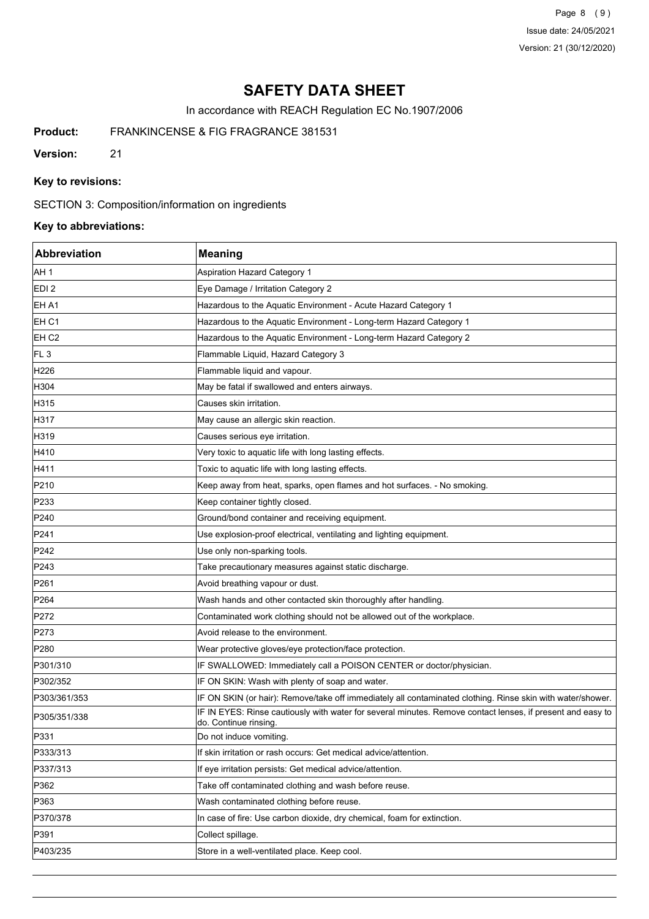# SAFETY DATA SHEET

In accordance with REACH Regulation EC No.1907/2006

**Product:** FRANKINCENSE & FIG FRAGRANCE 381531

**Version:** 21

**Key to revisions:**

SECTION 3: Composition/information on ingredients

**Key to abbreviations:**

| Abbreviation | Meaning |
|---|---|
| AH 1 | Aspiration Hazard Category 1 |
| EDI 2 | Eye Damage / Irritation Category 2 |
| EH A1 | Hazardous to the Aquatic Environment - Acute Hazard Category 1 |
| EH C1 | Hazardous to the Aquatic Environment - Long-term Hazard Category 1 |
| EH C2 | Hazardous to the Aquatic Environment - Long-term Hazard Category 2 |
| FL 3 | Flammable Liquid, Hazard Category 3 |
| H226 | Flammable liquid and vapour. |
| H304 | May be fatal if swallowed and enters airways. |
| H315 | Causes skin irritation. |
| H317 | May cause an allergic skin reaction. |
| H319 | Causes serious eye irritation. |
| H410 | Very toxic to aquatic life with long lasting effects. |
| H411 | Toxic to aquatic life with long lasting effects. |
| P210 | Keep away from heat, sparks, open flames and hot surfaces. - No smoking. |
| P233 | Keep container tightly closed. |
| P240 | Ground/bond container and receiving equipment. |
| P241 | Use explosion-proof electrical, ventilating and lighting equipment. |
| P242 | Use only non-sparking tools. |
| P243 | Take precautionary measures against static discharge. |
| P261 | Avoid breathing vapour or dust. |
| P264 | Wash hands and other contacted skin thoroughly after handling. |
| P272 | Contaminated work clothing should not be allowed out of the workplace. |
| P273 | Avoid release to the environment. |
| P280 | Wear protective gloves/eye protection/face protection. |
| P301/310 | IF SWALLOWED: Immediately call a POISON CENTER or doctor/physician. |
| P302/352 | IF ON SKIN: Wash with plenty of soap and water. |
| P303/361/353 | IF ON SKIN (or hair): Remove/take off immediately all contaminated clothing. Rinse skin with water/shower. |
| P305/351/338 | IF IN EYES: Rinse cautiously with water for several minutes. Remove contact lenses, if present and easy to do. Continue rinsing. |
| P331 | Do not induce vomiting. |
| P333/313 | If skin irritation or rash occurs: Get medical advice/attention. |
| P337/313 | If eye irritation persists: Get medical advice/attention. |
| P362 | Take off contaminated clothing and wash before reuse. |
| P363 | Wash contaminated clothing before reuse. |
| P370/378 | In case of fire: Use carbon dioxide, dry chemical, foam for extinction. |
| P391 | Collect spillage. |
| P403/235 | Store in a well-ventilated place. Keep cool. |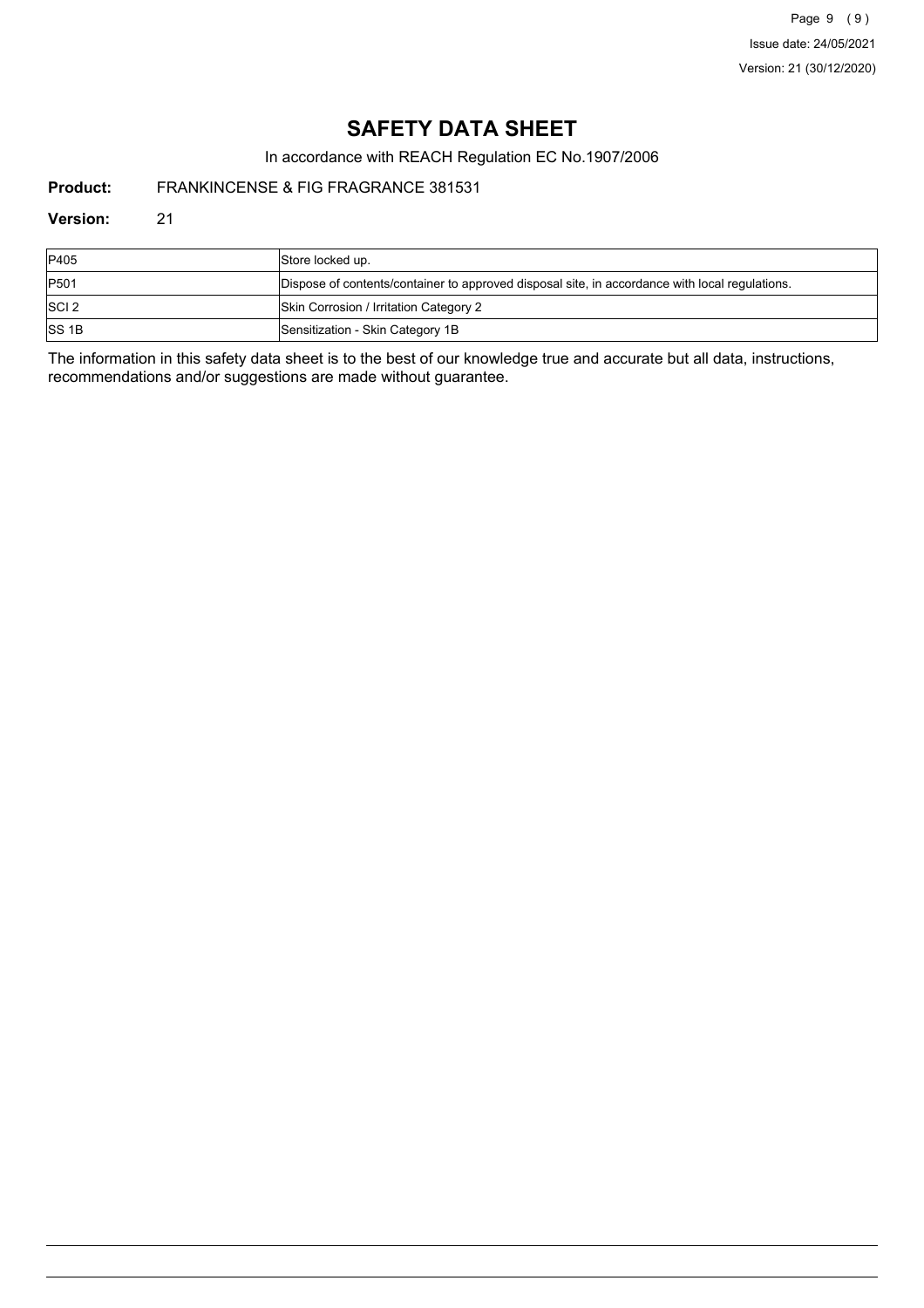| | |
|---|---|
| P405 | Store locked up. |
| P501 | Dispose of contents/container to approved disposal site, in accordance with local regulations. |
| SCI 2 | Skin Corrosion / Irritation Category 2 |
| SS 1B | Sensitization - Skin Category 1B |

The information in this safety data sheet is to the best of our knowledge true and accurate but all data, instructions, recommendations and/or suggestions are made without guarantee.